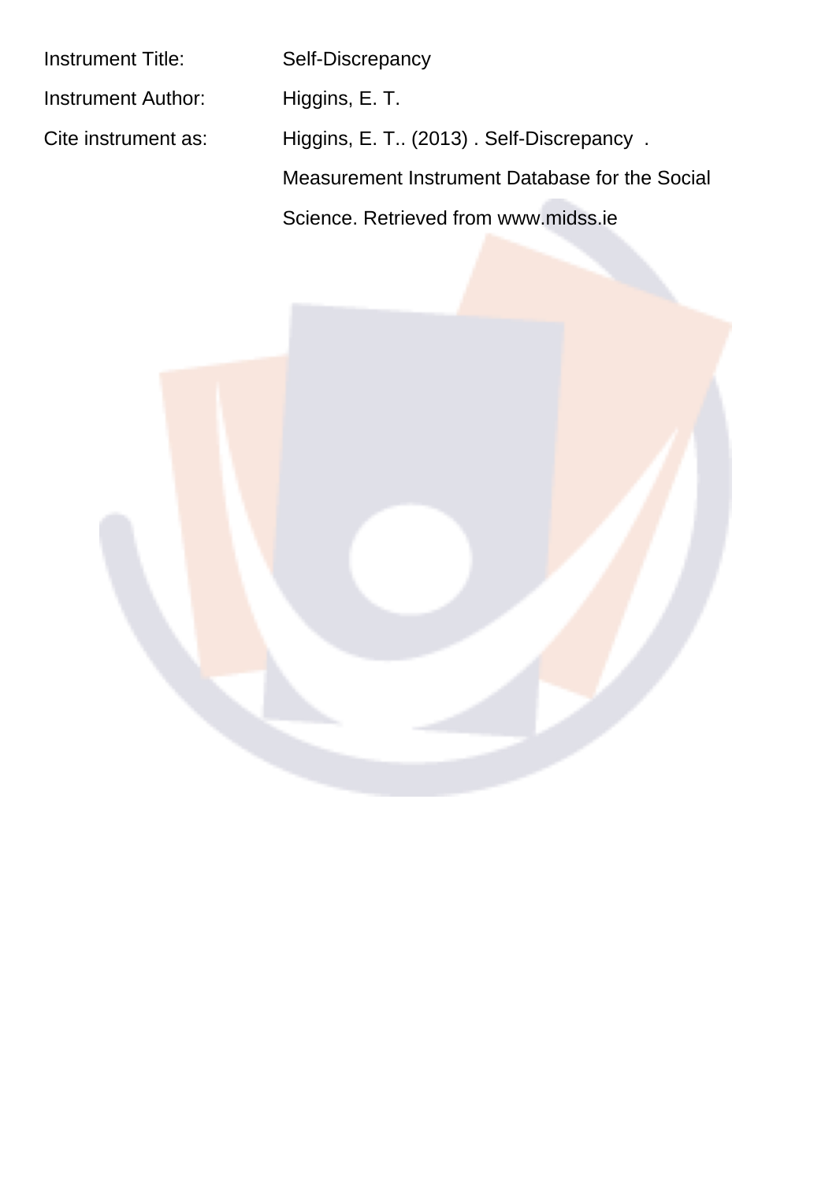Instrument Title: Self-Discrepancy

Instrument Author: Higgins, E. T.

Cite instrument as: Higgins, E. T.. (2013) . Self-Discrepancy . Measurement Instrument Database for the Social Science. Retrieved from www.midss.ie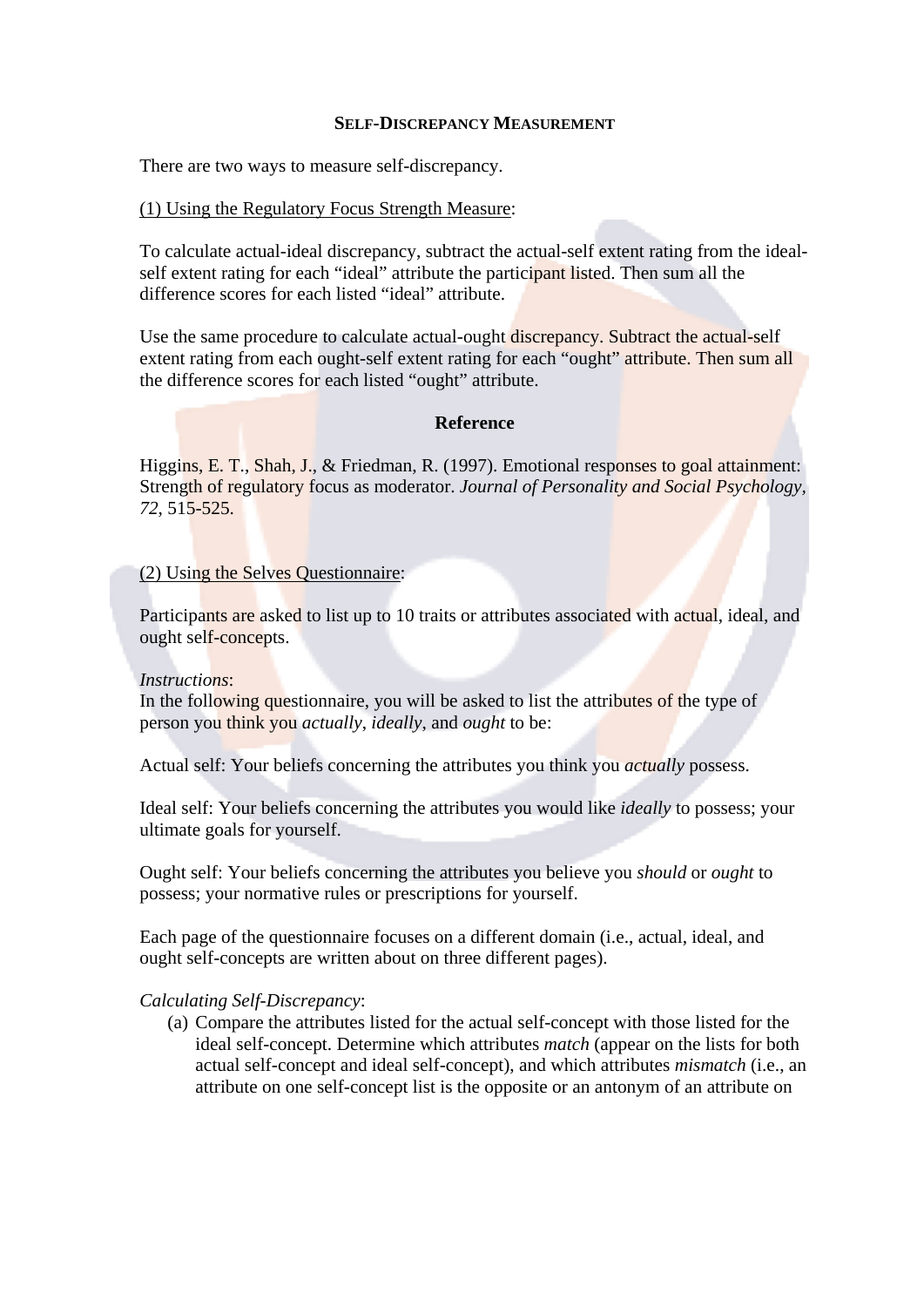## Self-Discrepancy Measurement

There are two ways to measure self-discrepancy.

<u>(1) Using the Regulatory Focus Strength Measure</u>:

To calculate actual-ideal discrepancy, subtract the actual-self extent rating from the ideal-self extent rating for each "ideal" attribute the participant listed. Then sum all the difference scores for each listed "ideal" attribute.

Use the same procedure to calculate actual-ought discrepancy. Subtract the actual-self extent rating from each ought-self extent rating for each "ought" attribute. Then sum all the difference scores for each listed "ought" attribute.

### Reference

Higgins, E. T., Shah, J., & Friedman, R. (1997). Emotional responses to goal attainment: Strength of regulatory focus as moderator. *Journal of Personality and Social Psychology*, *72*, 515-525.

<u>(2) Using the Selves Questionnaire</u>:

Participants are asked to list up to 10 traits or attributes associated with actual, ideal, and ought self-concepts.

*Instructions*:
In the following questionnaire, you will be asked to list the attributes of the type of person you think you *actually*, *ideally*, and *ought* to be:

Actual self: Your beliefs concerning the attributes you think you *actually* possess.

Ideal self: Your beliefs concerning the attributes you would like *ideally* to possess; your ultimate goals for yourself.

Ought self: Your beliefs concerning the attributes you believe you *should* or *ought* to possess; your normative rules or prescriptions for yourself.

Each page of the questionnaire focuses on a different domain (i.e., actual, ideal, and ought self-concepts are written about on three different pages).

*Calculating Self-Discrepancy*:

(a) Compare the attributes listed for the actual self-concept with those listed for the ideal self-concept. Determine which attributes *match* (appear on the lists for both actual self-concept and ideal self-concept), and which attributes *mismatch* (i.e., an attribute on one self-concept list is the opposite or an antonym of an attribute on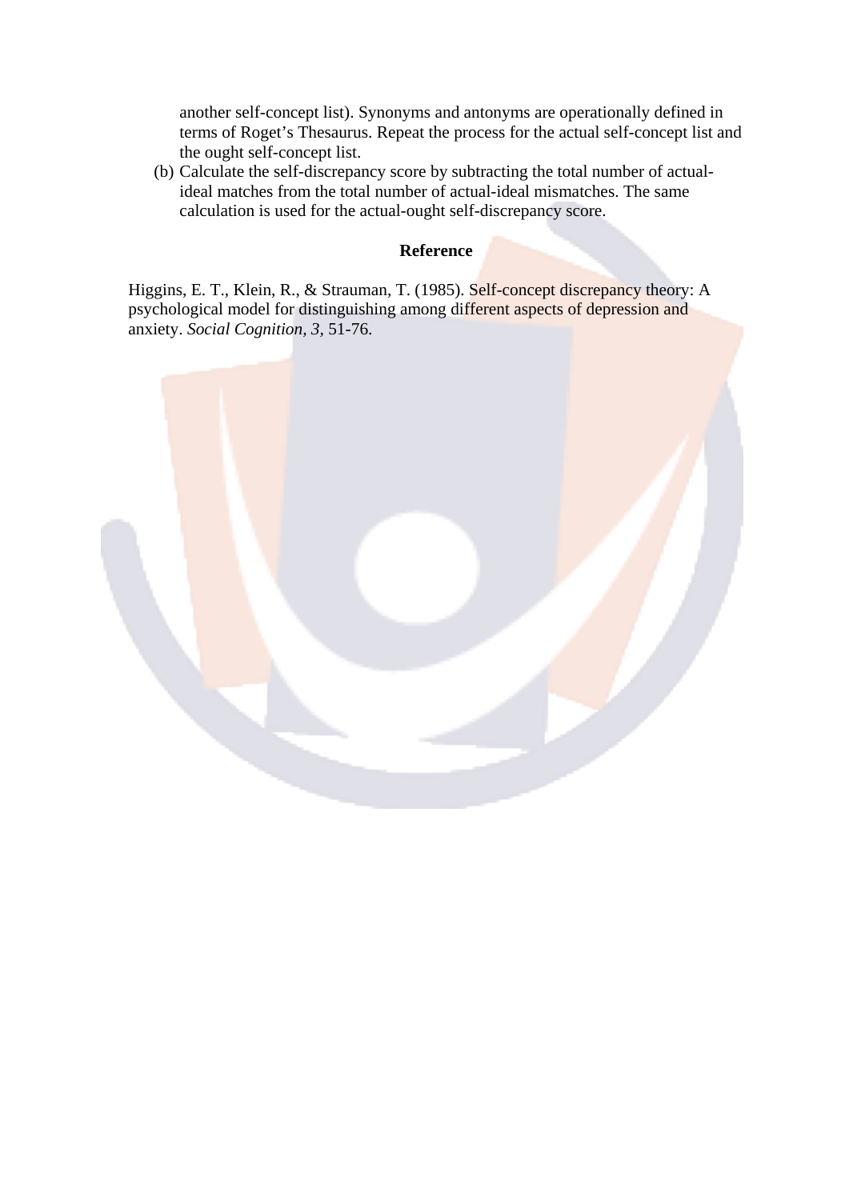another self-concept list). Synonyms and antonyms are operationally defined in terms of Roget's Thesaurus. Repeat the process for the actual self-concept list and the ought self-concept list.

(b) Calculate the self-discrepancy score by subtracting the total number of actual-ideal matches from the total number of actual-ideal mismatches. The same calculation is used for the actual-ought self-discrepancy score.

**Reference**

Higgins, E. T., Klein, R., & Strauman, T. (1985). Self-concept discrepancy theory: A psychological model for distinguishing among different aspects of depression and anxiety. *Social Cognition*, *3*, 51-76.